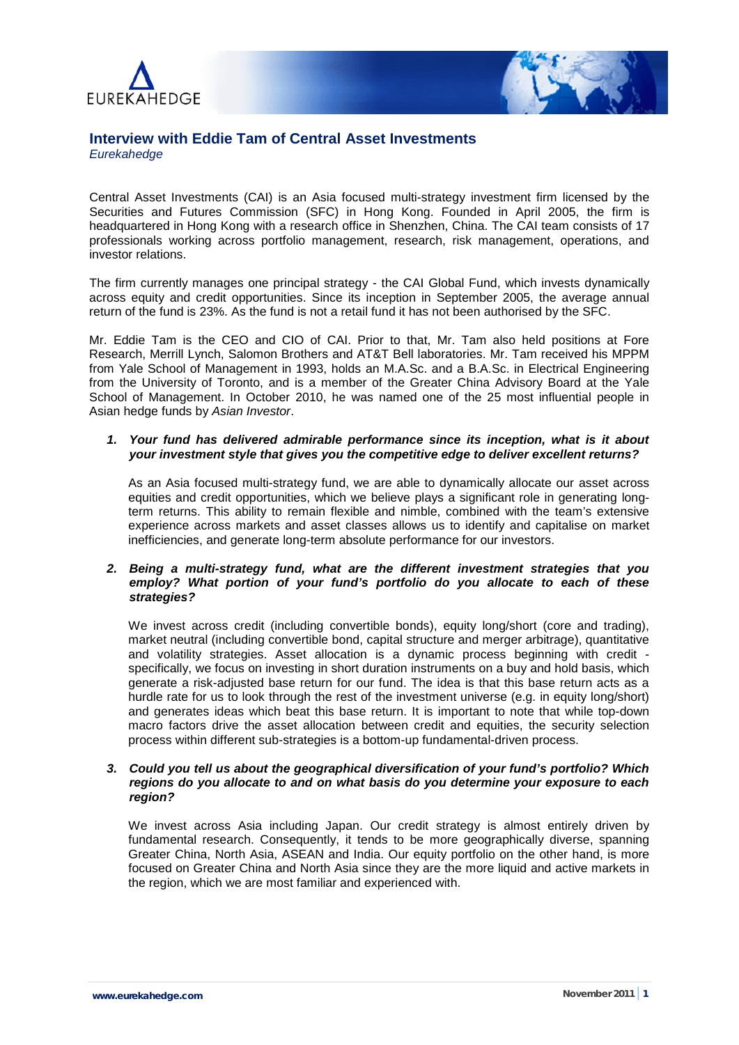## Interview with Eddie Tam of Central Asset Investments

*Eurekahedge*

Central Asset Investments (CAI) is an Asia focused multi-strategy investment firm licensed by the Securities and Futures Commission (SFC) in Hong Kong. Founded in April 2005, the firm is headquartered in Hong Kong with a research office in Shenzhen, China. The CAI team consists of 17 professionals working across portfolio management, research, risk management, operations, and investor relations.

The firm currently manages one principal strategy - the CAI Global Fund, which invests dynamically across equity and credit opportunities. Since its inception in September 2005, the average annual return of the fund is 23%. As the fund is not a retail fund it has not been authorised by the SFC.

Mr. Eddie Tam is the CEO and CIO of CAI. Prior to that, Mr. Tam also held positions at Fore Research, Merrill Lynch, Salomon Brothers and AT&T Bell laboratories. Mr. Tam received his MPPM from Yale School of Management in 1993, holds an M.A.Sc. and a B.A.Sc. in Electrical Engineering from the University of Toronto, and is a member of the Greater China Advisory Board at the Yale School of Management. In October 2010, he was named one of the 25 most influential people in Asian hedge funds by *Asian Investor*.

1. ***Your fund has delivered admirable performance since its inception, what is it about your investment style that gives you the competitive edge to deliver excellent returns?***

   As an Asia focused multi-strategy fund, we are able to dynamically allocate our asset across equities and credit opportunities, which we believe plays a significant role in generating long-term returns. This ability to remain flexible and nimble, combined with the team's extensive experience across markets and asset classes allows us to identify and capitalise on market inefficiencies, and generate long-term absolute performance for our investors.

2. ***Being a multi-strategy fund, what are the different investment strategies that you employ? What portion of your fund's portfolio do you allocate to each of these strategies?***

   We invest across credit (including convertible bonds), equity long/short (core and trading), market neutral (including convertible bond, capital structure and merger arbitrage), quantitative and volatility strategies. Asset allocation is a dynamic process beginning with credit - specifically, we focus on investing in short duration instruments on a buy and hold basis, which generate a risk-adjusted base return for our fund. The idea is that this base return acts as a hurdle rate for us to look through the rest of the investment universe (e.g. in equity long/short) and generates ideas which beat this base return. It is important to note that while top-down macro factors drive the asset allocation between credit and equities, the security selection process within different sub-strategies is a bottom-up fundamental-driven process.

3. ***Could you tell us about the geographical diversification of your fund's portfolio? Which regions do you allocate to and on what basis do you determine your exposure to each region?***

   We invest across Asia including Japan. Our credit strategy is almost entirely driven by fundamental research. Consequently, it tends to be more geographically diverse, spanning Greater China, North Asia, ASEAN and India. Our equity portfolio on the other hand, is more focused on Greater China and North Asia since they are the more liquid and active markets in the region, which we are most familiar and experienced with.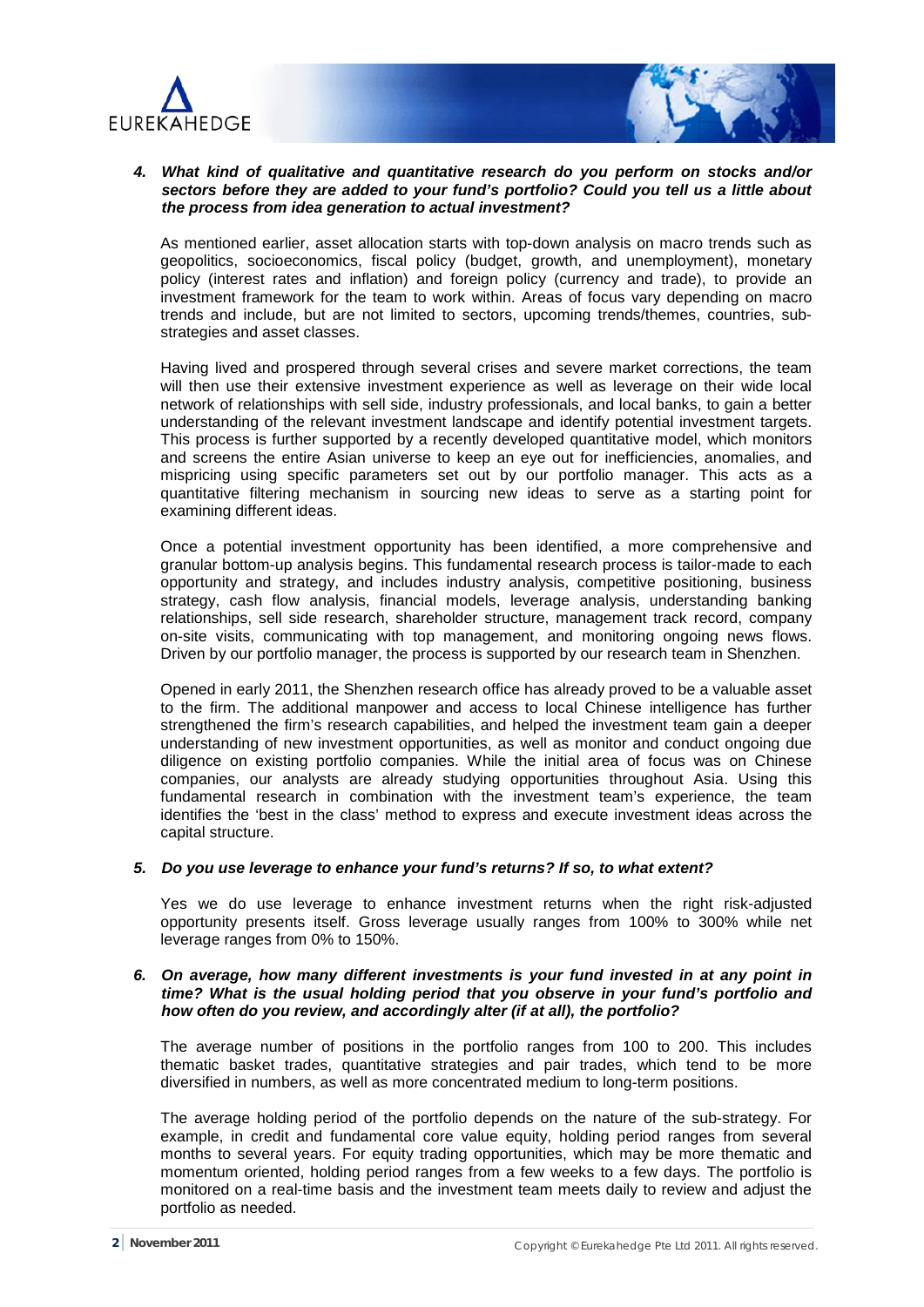***4. What kind of qualitative and quantitative research do you perform on stocks and/or sectors before they are added to your fund's portfolio? Could you tell us a little about the process from idea generation to actual investment?***

As mentioned earlier, asset allocation starts with top-down analysis on macro trends such as geopolitics, socioeconomics, fiscal policy (budget, growth, and unemployment), monetary policy (interest rates and inflation) and foreign policy (currency and trade), to provide an investment framework for the team to work within. Areas of focus vary depending on macro trends and include, but are not limited to sectors, upcoming trends/themes, countries, sub-strategies and asset classes.

Having lived and prospered through several crises and severe market corrections, the team will then use their extensive investment experience as well as leverage on their wide local network of relationships with sell side, industry professionals, and local banks, to gain a better understanding of the relevant investment landscape and identify potential investment targets. This process is further supported by a recently developed quantitative model, which monitors and screens the entire Asian universe to keep an eye out for inefficiencies, anomalies, and mispricing using specific parameters set out by our portfolio manager. This acts as a quantitative filtering mechanism in sourcing new ideas to serve as a starting point for examining different ideas.

Once a potential investment opportunity has been identified, a more comprehensive and granular bottom-up analysis begins. This fundamental research process is tailor-made to each opportunity and strategy, and includes industry analysis, competitive positioning, business strategy, cash flow analysis, financial models, leverage analysis, understanding banking relationships, sell side research, shareholder structure, management track record, company on-site visits, communicating with top management, and monitoring ongoing news flows. Driven by our portfolio manager, the process is supported by our research team in Shenzhen.

Opened in early 2011, the Shenzhen research office has already proved to be a valuable asset to the firm. The additional manpower and access to local Chinese intelligence has further strengthened the firm's research capabilities, and helped the investment team gain a deeper understanding of new investment opportunities, as well as monitor and conduct ongoing due diligence on existing portfolio companies. While the initial area of focus was on Chinese companies, our analysts are already studying opportunities throughout Asia. Using this fundamental research in combination with the investment team's experience, the team identifies the 'best in the class' method to express and execute investment ideas across the capital structure.

***5. Do you use leverage to enhance your fund's returns? If so, to what extent?***

Yes we do use leverage to enhance investment returns when the right risk-adjusted opportunity presents itself. Gross leverage usually ranges from 100% to 300% while net leverage ranges from 0% to 150%.

***6. On average, how many different investments is your fund invested in at any point in time? What is the usual holding period that you observe in your fund's portfolio and how often do you review, and accordingly alter (if at all), the portfolio?***

The average number of positions in the portfolio ranges from 100 to 200. This includes thematic basket trades, quantitative strategies and pair trades, which tend to be more diversified in numbers, as well as more concentrated medium to long-term positions.

The average holding period of the portfolio depends on the nature of the sub-strategy. For example, in credit and fundamental core value equity, holding period ranges from several months to several years. For equity trading opportunities, which may be more thematic and momentum oriented, holding period ranges from a few weeks to a few days. The portfolio is monitored on a real-time basis and the investment team meets daily to review and adjust the portfolio as needed.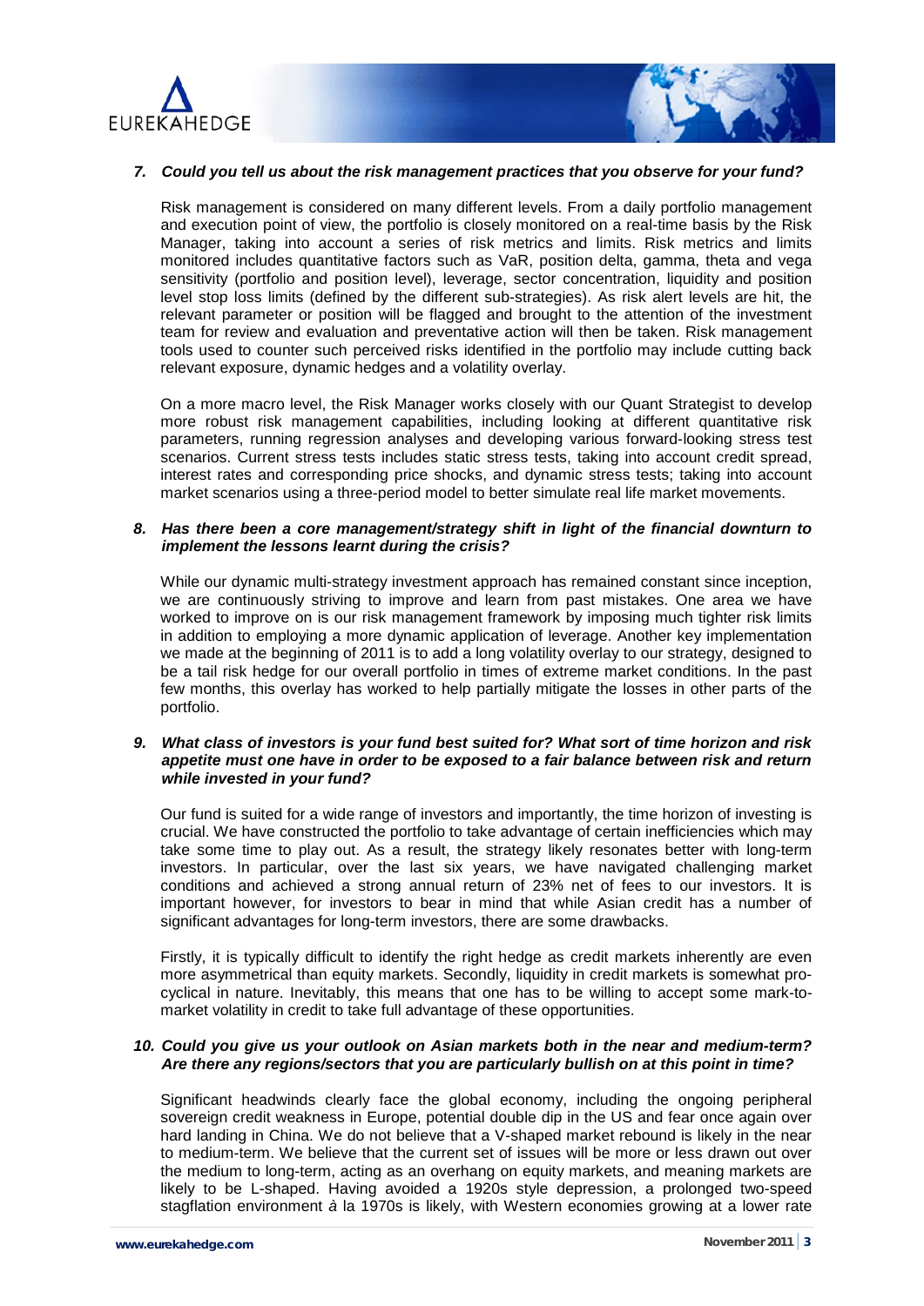***7. Could you tell us about the risk management practices that you observe for your fund?***

Risk management is considered on many different levels. From a daily portfolio management and execution point of view, the portfolio is closely monitored on a real-time basis by the Risk Manager, taking into account a series of risk metrics and limits. Risk metrics and limits monitored includes quantitative factors such as VaR, position delta, gamma, theta and vega sensitivity (portfolio and position level), leverage, sector concentration, liquidity and position level stop loss limits (defined by the different sub-strategies). As risk alert levels are hit, the relevant parameter or position will be flagged and brought to the attention of the investment team for review and evaluation and preventative action will then be taken. Risk management tools used to counter such perceived risks identified in the portfolio may include cutting back relevant exposure, dynamic hedges and a volatility overlay.

On a more macro level, the Risk Manager works closely with our Quant Strategist to develop more robust risk management capabilities, including looking at different quantitative risk parameters, running regression analyses and developing various forward-looking stress test scenarios. Current stress tests includes static stress tests, taking into account credit spread, interest rates and corresponding price shocks, and dynamic stress tests; taking into account market scenarios using a three-period model to better simulate real life market movements.

***8. Has there been a core management/strategy shift in light of the financial downturn to implement the lessons learnt during the crisis?***

While our dynamic multi-strategy investment approach has remained constant since inception, we are continuously striving to improve and learn from past mistakes. One area we have worked to improve on is our risk management framework by imposing much tighter risk limits in addition to employing a more dynamic application of leverage. Another key implementation we made at the beginning of 2011 is to add a long volatility overlay to our strategy, designed to be a tail risk hedge for our overall portfolio in times of extreme market conditions. In the past few months, this overlay has worked to help partially mitigate the losses in other parts of the portfolio.

***9. What class of investors is your fund best suited for? What sort of time horizon and risk appetite must one have in order to be exposed to a fair balance between risk and return while invested in your fund?***

Our fund is suited for a wide range of investors and importantly, the time horizon of investing is crucial. We have constructed the portfolio to take advantage of certain inefficiencies which may take some time to play out. As a result, the strategy likely resonates better with long-term investors. In particular, over the last six years, we have navigated challenging market conditions and achieved a strong annual return of 23% net of fees to our investors. It is important however, for investors to bear in mind that while Asian credit has a number of significant advantages for long-term investors, there are some drawbacks.

Firstly, it is typically difficult to identify the right hedge as credit markets inherently are even more asymmetrical than equity markets. Secondly, liquidity in credit markets is somewhat pro-cyclical in nature. Inevitably, this means that one has to be willing to accept some mark-to-market volatility in credit to take full advantage of these opportunities.

***10. Could you give us your outlook on Asian markets both in the near and medium-term? Are there any regions/sectors that you are particularly bullish on at this point in time?***

Significant headwinds clearly face the global economy, including the ongoing peripheral sovereign credit weakness in Europe, potential double dip in the US and fear once again over hard landing in China. We do not believe that a V-shaped market rebound is likely in the near to medium-term. We believe that the current set of issues will be more or less drawn out over the medium to long-term, acting as an overhang on equity markets, and meaning markets are likely to be L-shaped. Having avoided a 1920s style depression, a prolonged two-speed stagflation environment *à* la 1970s is likely, with Western economies growing at a lower rate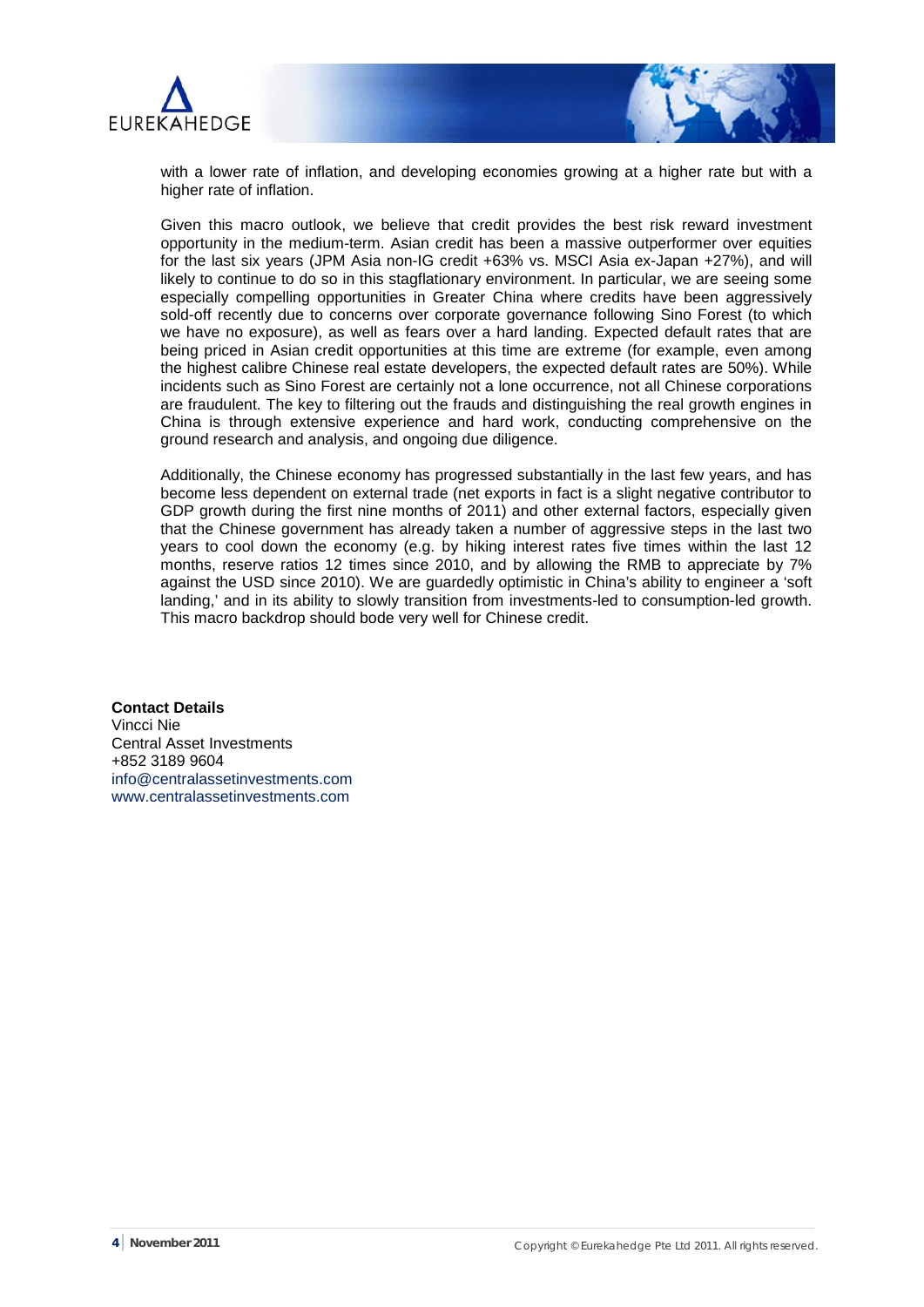with a lower rate of inflation, and developing economies growing at a higher rate but with a higher rate of inflation.

Given this macro outlook, we believe that credit provides the best risk reward investment opportunity in the medium-term. Asian credit has been a massive outperformer over equities for the last six years (JPM Asia non-IG credit +63% vs. MSCI Asia ex-Japan +27%), and will likely to continue to do so in this stagflationary environment. In particular, we are seeing some especially compelling opportunities in Greater China where credits have been aggressively sold-off recently due to concerns over corporate governance following Sino Forest (to which we have no exposure), as well as fears over a hard landing. Expected default rates that are being priced in Asian credit opportunities at this time are extreme (for example, even among the highest calibre Chinese real estate developers, the expected default rates are 50%). While incidents such as Sino Forest are certainly not a lone occurrence, not all Chinese corporations are fraudulent. The key to filtering out the frauds and distinguishing the real growth engines in China is through extensive experience and hard work, conducting comprehensive on the ground research and analysis, and ongoing due diligence.

Additionally, the Chinese economy has progressed substantially in the last few years, and has become less dependent on external trade (net exports in fact is a slight negative contributor to GDP growth during the first nine months of 2011) and other external factors, especially given that the Chinese government has already taken a number of aggressive steps in the last two years to cool down the economy (e.g. by hiking interest rates five times within the last 12 months, reserve ratios 12 times since 2010, and by allowing the RMB to appreciate by 7% against the USD since 2010). We are guardedly optimistic in China's ability to engineer a 'soft landing,' and in its ability to slowly transition from investments-led to consumption-led growth. This macro backdrop should bode very well for Chinese credit.

**Contact Details**
Vincci Nie
Central Asset Investments
+852 3189 9604
info@centralassetinvestments.com
www.centralassetinvestments.com